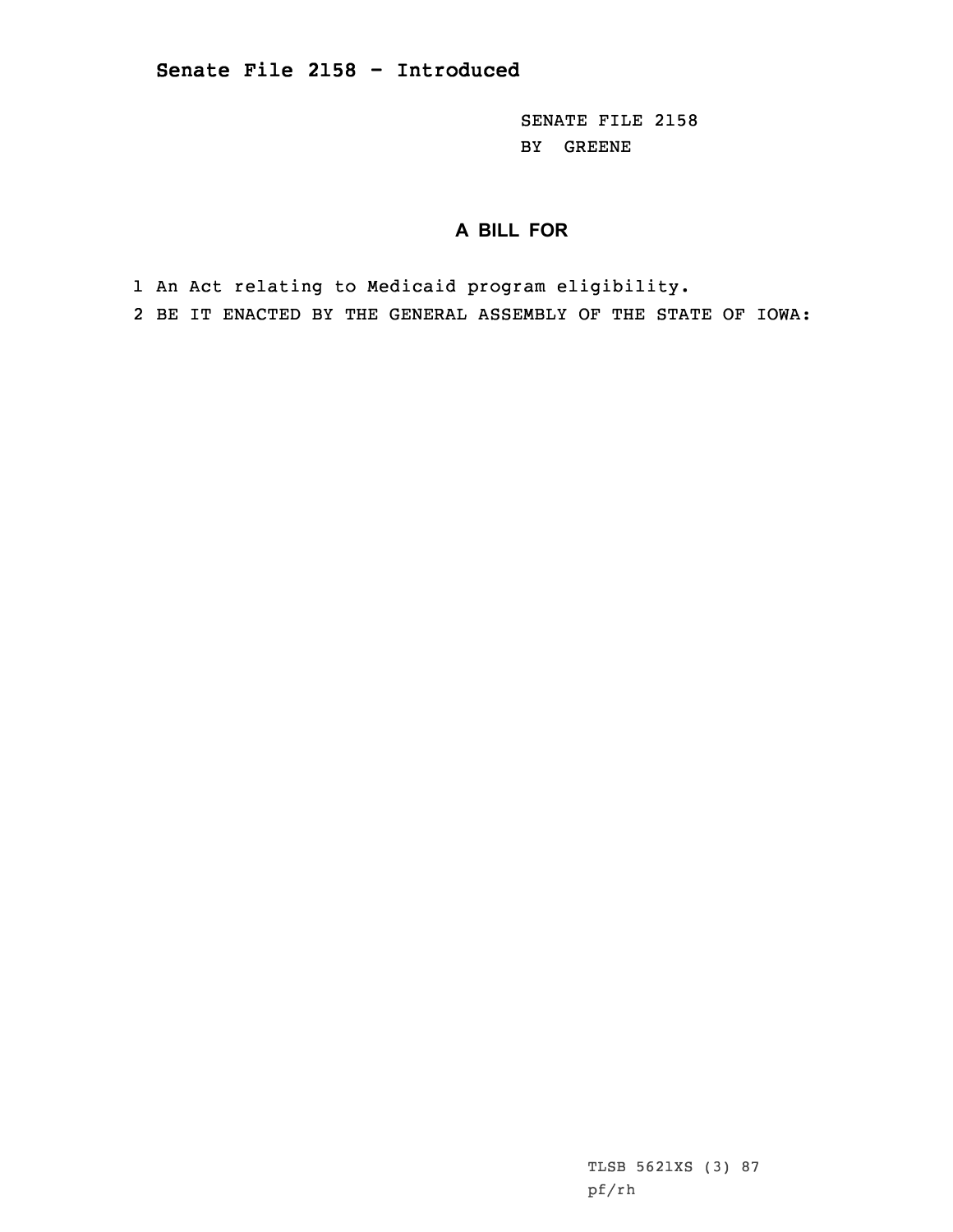**Senate File 2158 - Introduced**

SENATE FILE 2158
BY GREENE

## A BILL FOR

1 An Act relating to Medicaid program eligibility.
2 BE IT ENACTED BY THE GENERAL ASSEMBLY OF THE STATE OF IOWA:

TLSB 5621XS (3) 87
pf/rh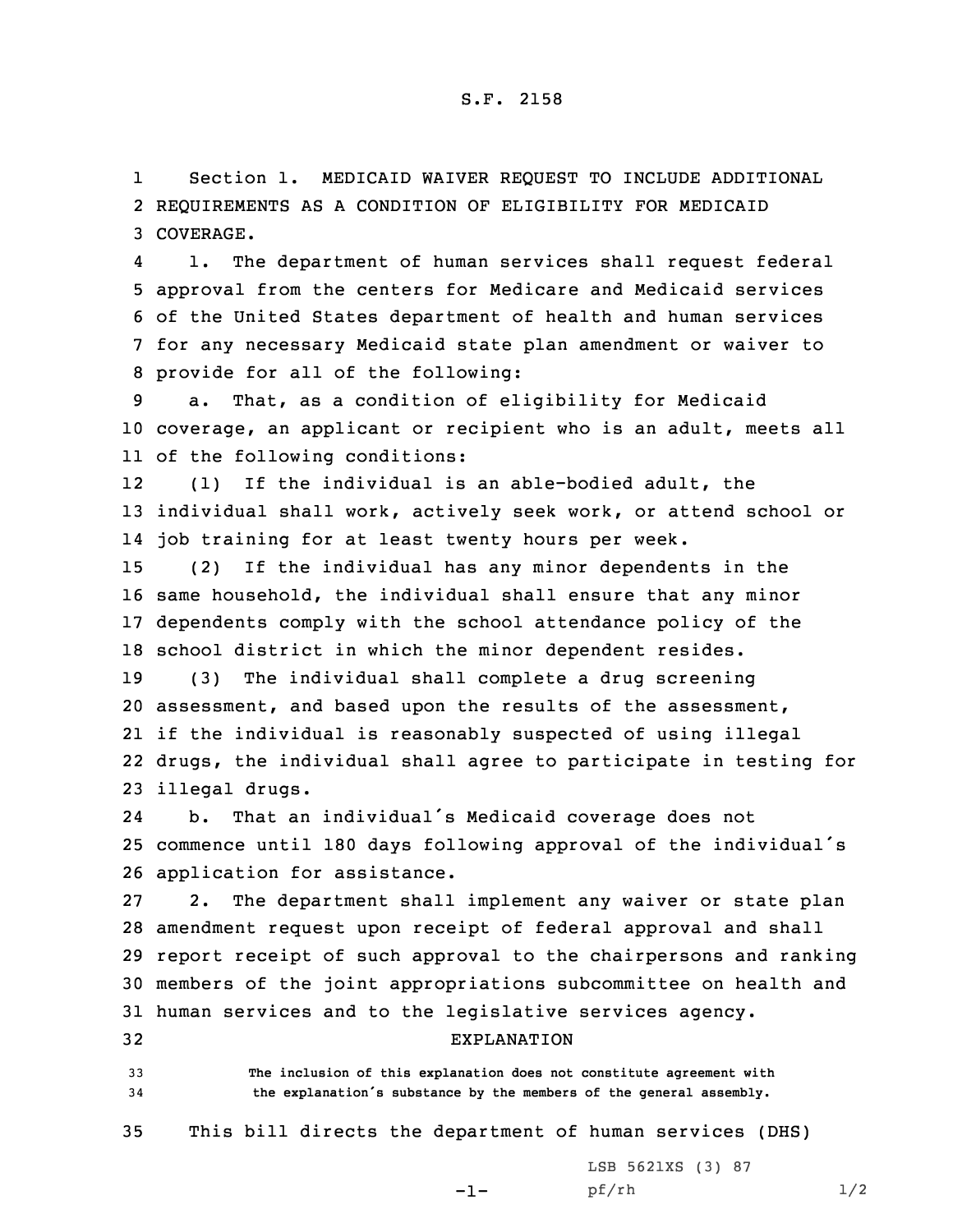S.F. 2158

Section 1. MEDICAID WAIVER REQUEST TO INCLUDE ADDITIONAL REQUIREMENTS AS A CONDITION OF ELIGIBILITY FOR MEDICAID COVERAGE.

1. The department of human services shall request federal approval from the centers for Medicare and Medicaid services of the United States department of health and human services for any necessary Medicaid state plan amendment or waiver to provide for all of the following:

a. That, as a condition of eligibility for Medicaid coverage, an applicant or recipient who is an adult, meets all of the following conditions:

(1) If the individual is an able-bodied adult, the individual shall work, actively seek work, or attend school or job training for at least twenty hours per week.

(2) If the individual has any minor dependents in the same household, the individual shall ensure that any minor dependents comply with the school attendance policy of the school district in which the minor dependent resides.

(3) The individual shall complete a drug screening assessment, and based upon the results of the assessment, if the individual is reasonably suspected of using illegal drugs, the individual shall agree to participate in testing for illegal drugs.

b. That an individual's Medicaid coverage does not commence until 180 days following approval of the individual's application for assistance.

2. The department shall implement any waiver or state plan amendment request upon receipt of federal approval and shall report receipt of such approval to the chairpersons and ranking members of the joint appropriations subcommittee on health and human services and to the legislative services agency.

EXPLANATION

The inclusion of this explanation does not constitute agreement with the explanation's substance by the members of the general assembly.

This bill directs the department of human services (DHS)

LSB 5621XS (3) 87
pf/rh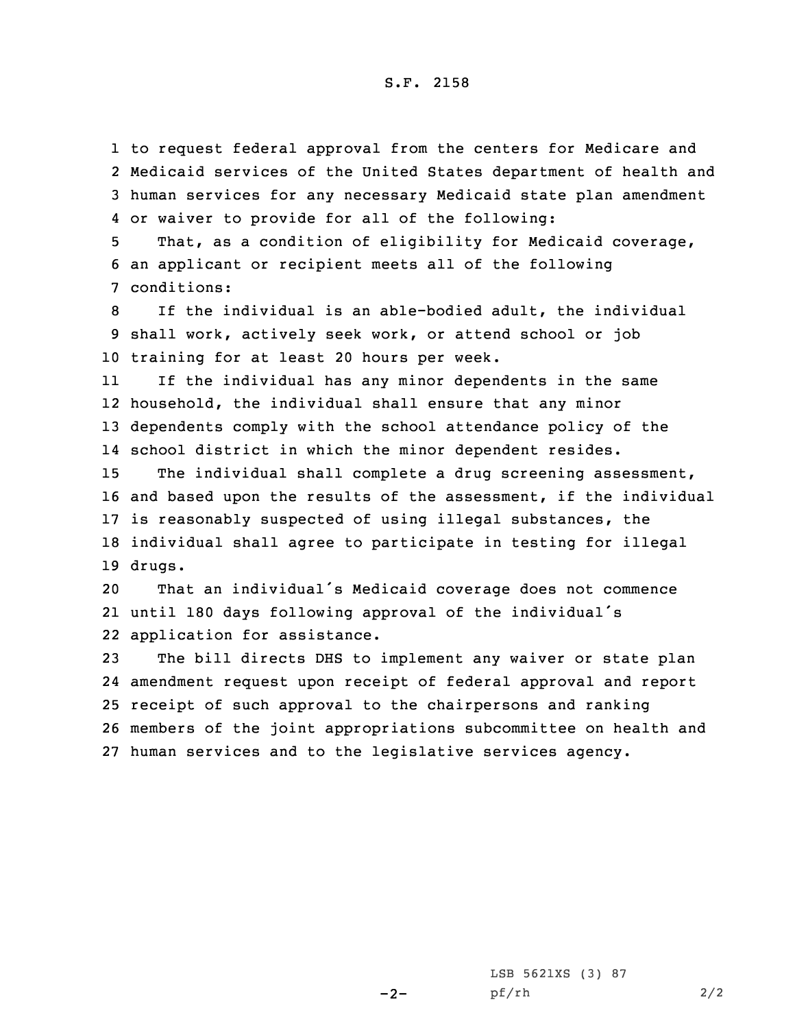to request federal approval from the centers for Medicare and Medicaid services of the United States department of health and human services for any necessary Medicaid state plan amendment or waiver to provide for all of the following:

That, as a condition of eligibility for Medicaid coverage, an applicant or recipient meets all of the following conditions:

If the individual is an able-bodied adult, the individual shall work, actively seek work, or attend school or job training for at least 20 hours per week.

If the individual has any minor dependents in the same household, the individual shall ensure that any minor dependents comply with the school attendance policy of the school district in which the minor dependent resides.

The individual shall complete a drug screening assessment, and based upon the results of the assessment, if the individual is reasonably suspected of using illegal substances, the individual shall agree to participate in testing for illegal drugs.

That an individual's Medicaid coverage does not commence until 180 days following approval of the individual's application for assistance.

The bill directs DHS to implement any waiver or state plan amendment request upon receipt of federal approval and report receipt of such approval to the chairpersons and ranking members of the joint appropriations subcommittee on health and human services and to the legislative services agency.

LSB 5621XS (3) 87
pf/rh